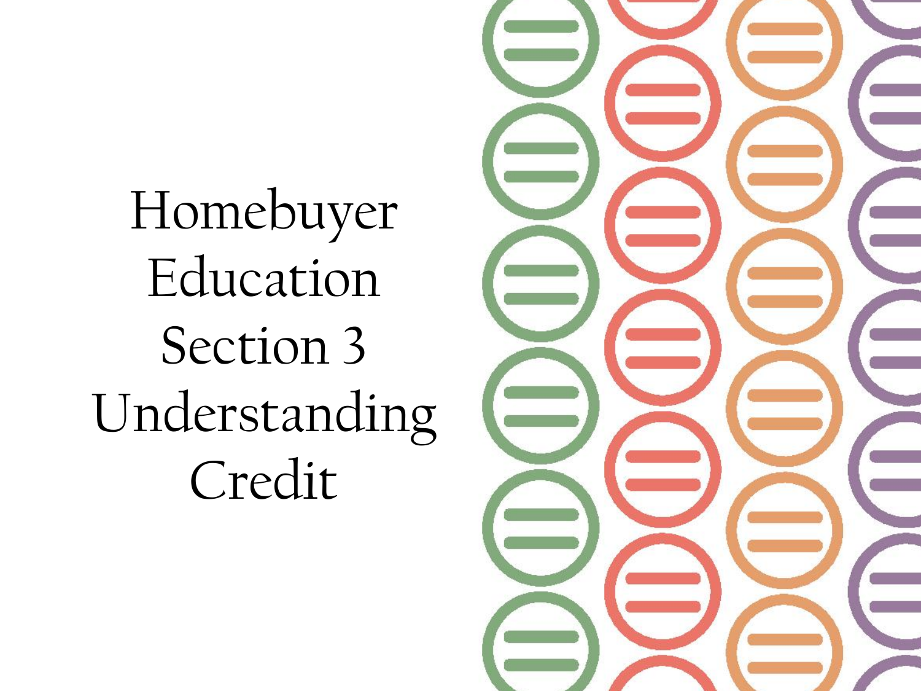# Homebuyer Education Section 3 Understanding Credit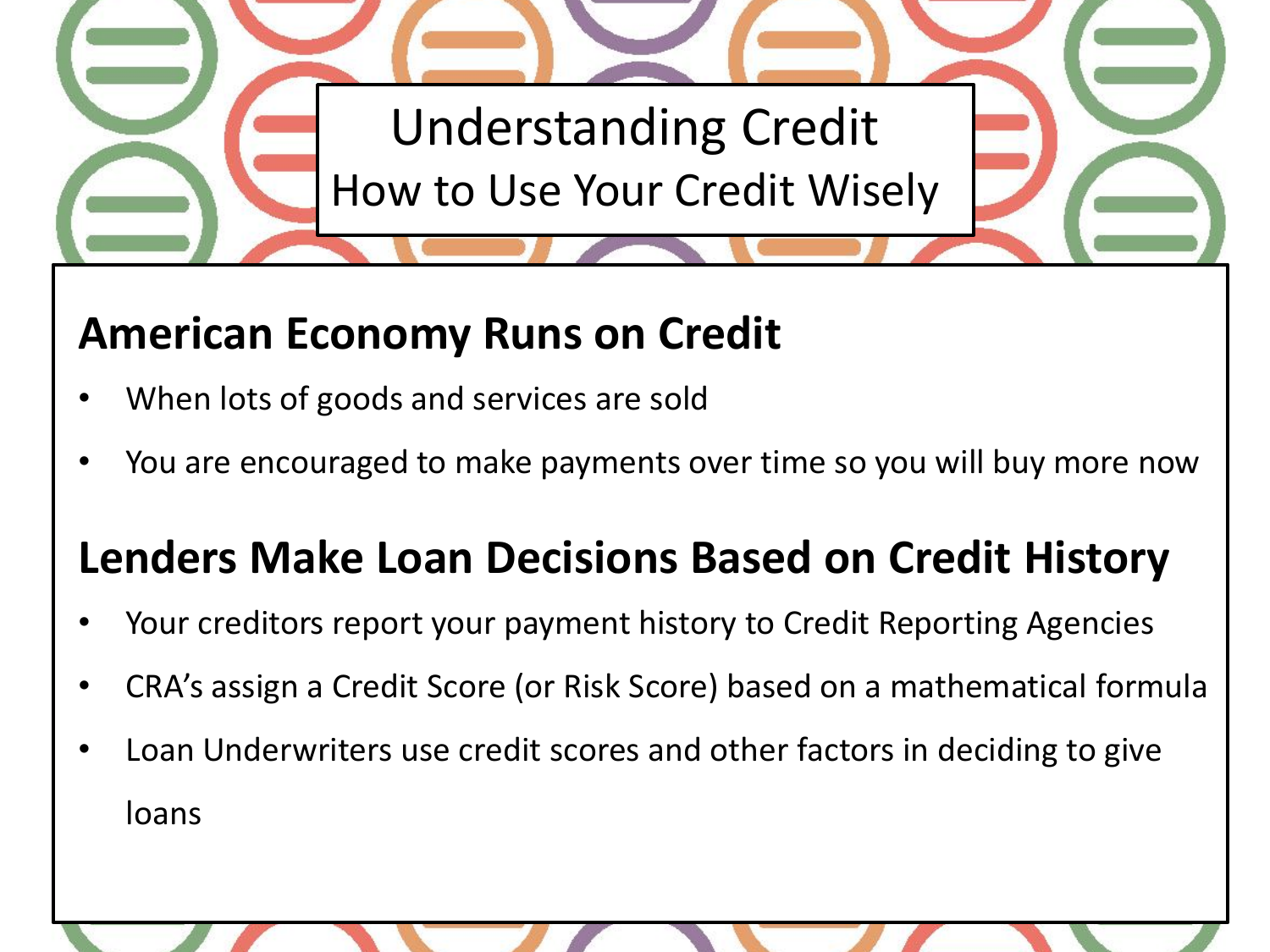# Understanding Credit

## How to Use Your Credit Wisely

### American Economy Runs on Credit

- When lots of goods and services are sold
- You are encouraged to make payments over time so you will buy more now

### Lenders Make Loan Decisions Based on Credit History

- Your creditors report your payment history to Credit Reporting Agencies
- CRA's assign a Credit Score (or Risk Score) based on a mathematical formula
- Loan Underwriters use credit scores and other factors in deciding to give loans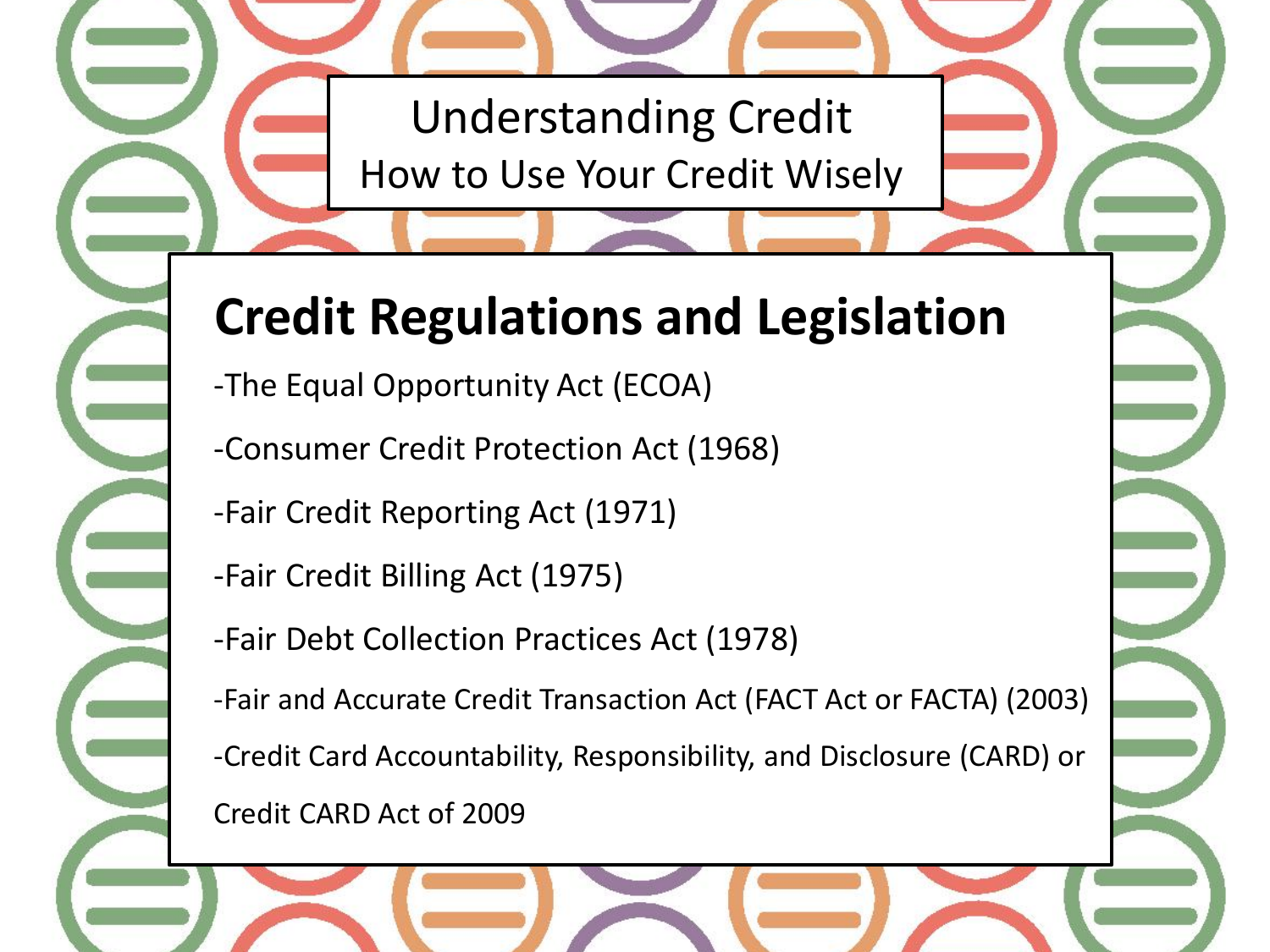Understanding Credit
How to Use Your Credit Wisely

## Credit Regulations and Legislation

-The Equal Opportunity Act (ECOA)

-Consumer Credit Protection Act (1968)

-Fair Credit Reporting Act (1971)

-Fair Credit Billing Act (1975)

-Fair Debt Collection Practices Act (1978)

-Fair and Accurate Credit Transaction Act (FACT Act or FACTA) (2003)

-Credit Card Accountability, Responsibility, and Disclosure (CARD) or Credit CARD Act of 2009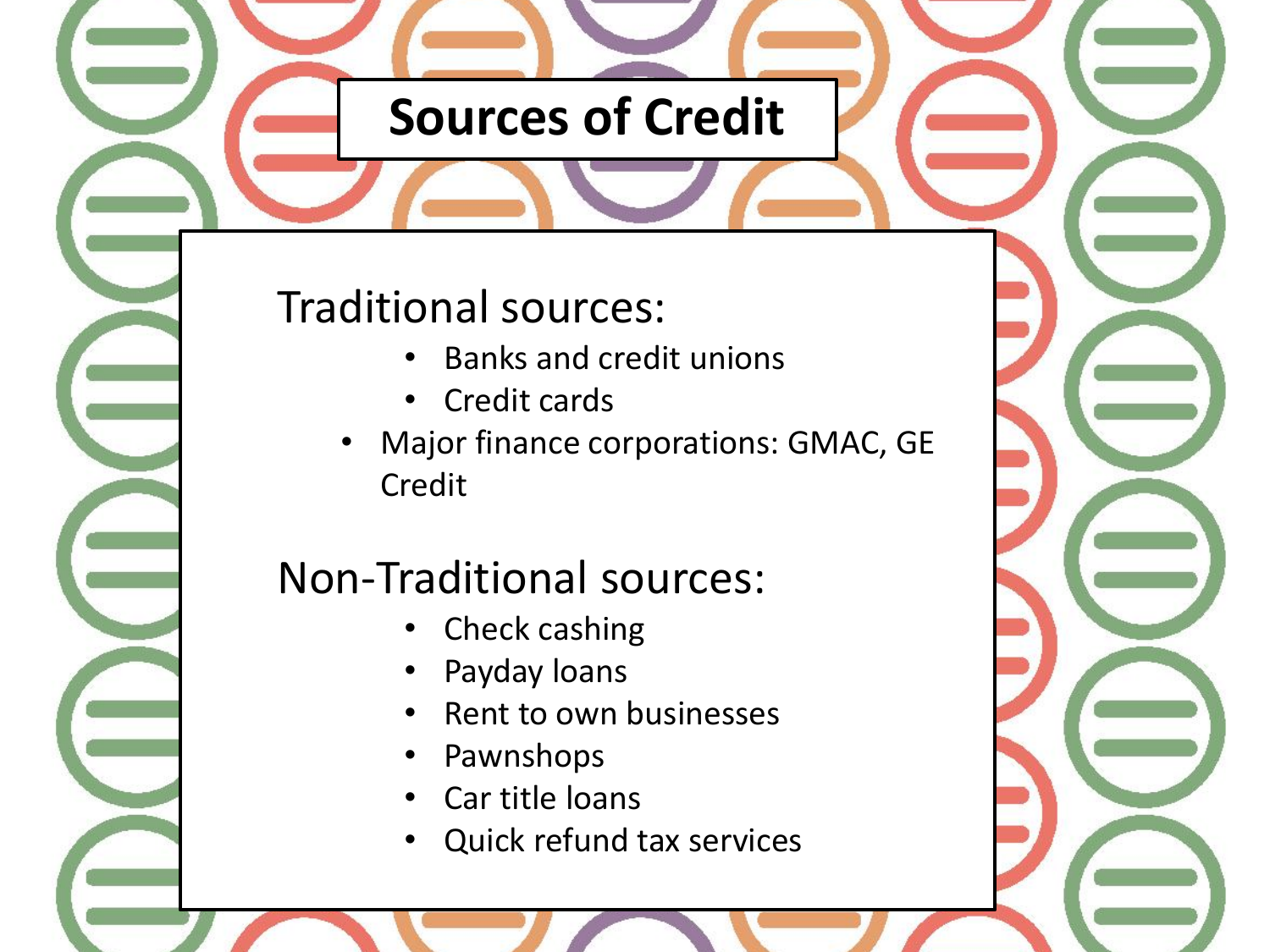# Sources of Credit

Traditional sources:

- Banks and credit unions
- Credit cards
- Major finance corporations: GMAC, GE Credit

Non-Traditional sources:

- Check cashing
- Payday loans
- Rent to own businesses
- Pawnshops
- Car title loans
- Quick refund tax services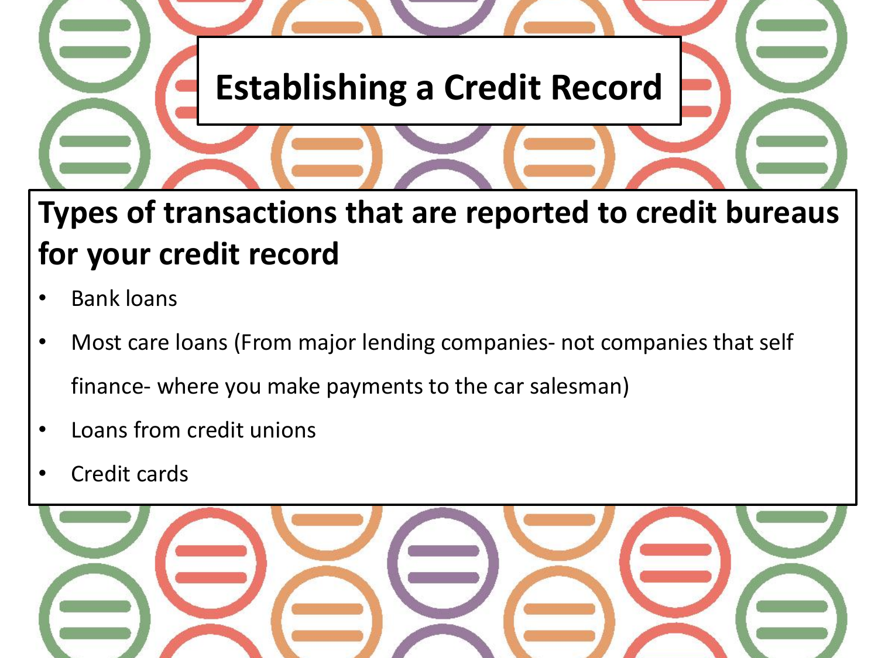# Establishing a Credit Record

## Types of transactions that are reported to credit bureaus for your credit record

- Bank loans
- Most care loans (From major lending companies- not companies that self finance- where you make payments to the car salesman)
- Loans from credit unions
- Credit cards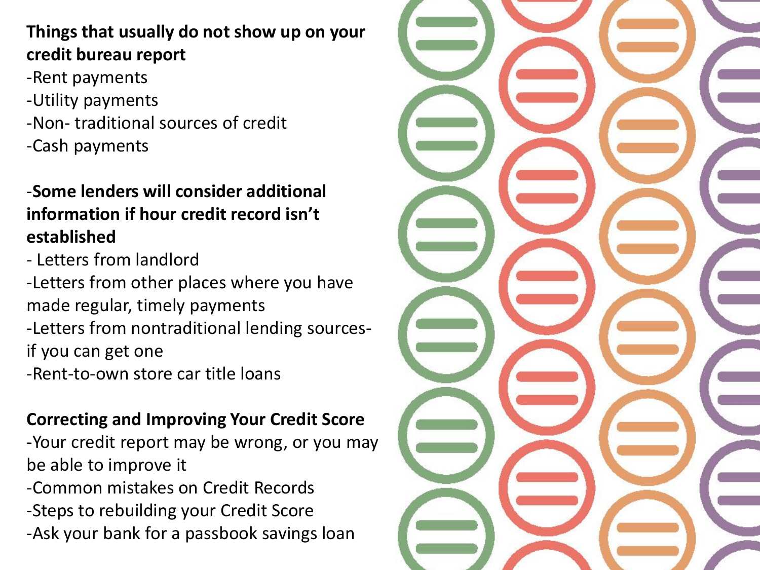**Things that usually do not show up on your credit bureau report**

-Rent payments
-Utility payments
-Non- traditional sources of credit
-Cash payments

-**Some lenders will consider additional information if hour credit record isn't established**

- Letters from landlord
-Letters from other places where you have made regular, timely payments
-Letters from nontraditional lending sources- if you can get one
-Rent-to-own store car title loans

**Correcting and Improving Your Credit Score**

-Your credit report may be wrong, or you may be able to improve it
-Common mistakes on Credit Records
-Steps to rebuilding your Credit Score
-Ask your bank for a passbook savings loan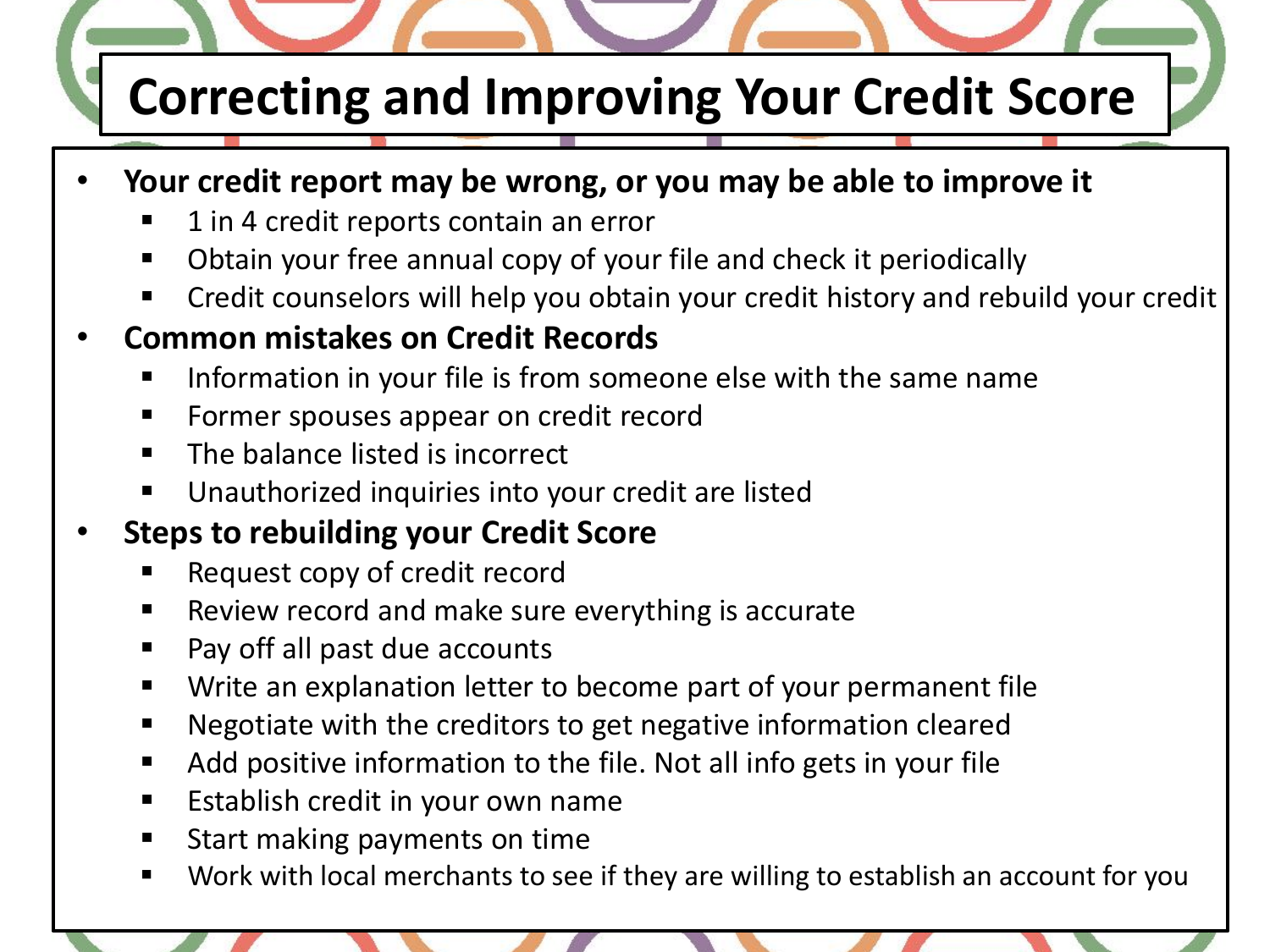# Correcting and Improving Your Credit Score

- **Your credit report may be wrong, or you may be able to improve it**
  - 1 in 4 credit reports contain an error
  - Obtain your free annual copy of your file and check it periodically
  - Credit counselors will help you obtain your credit history and rebuild your credit
- **Common mistakes on Credit Records**
  - Information in your file is from someone else with the same name
  - Former spouses appear on credit record
  - The balance listed is incorrect
  - Unauthorized inquiries into your credit are listed
- **Steps to rebuilding your Credit Score**
  - Request copy of credit record
  - Review record and make sure everything is accurate
  - Pay off all past due accounts
  - Write an explanation letter to become part of your permanent file
  - Negotiate with the creditors to get negative information cleared
  - Add positive information to the file. Not all info gets in your file
  - Establish credit in your own name
  - Start making payments on time
  - Work with local merchants to see if they are willing to establish an account for you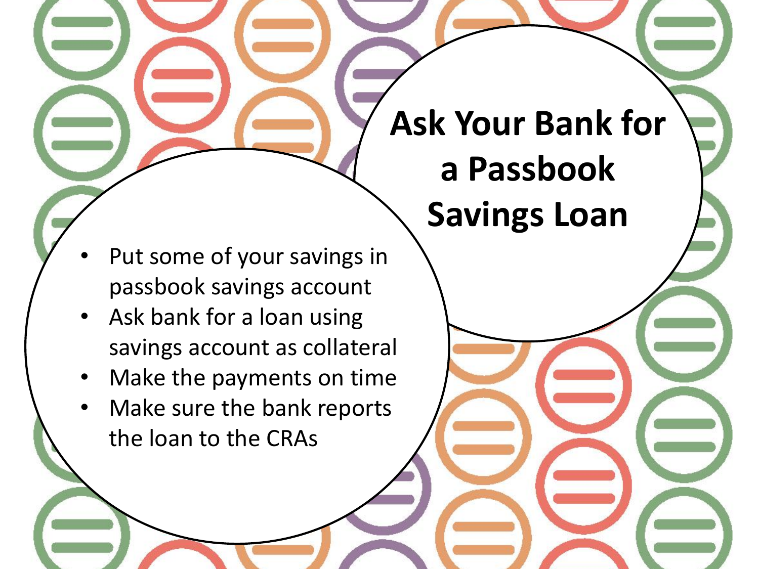# Ask Your Bank for a Passbook Savings Loan

- Put some of your savings in passbook savings account
- Ask bank for a loan using savings account as collateral
- Make the payments on time
- Make sure the bank reports the loan to the CRAs